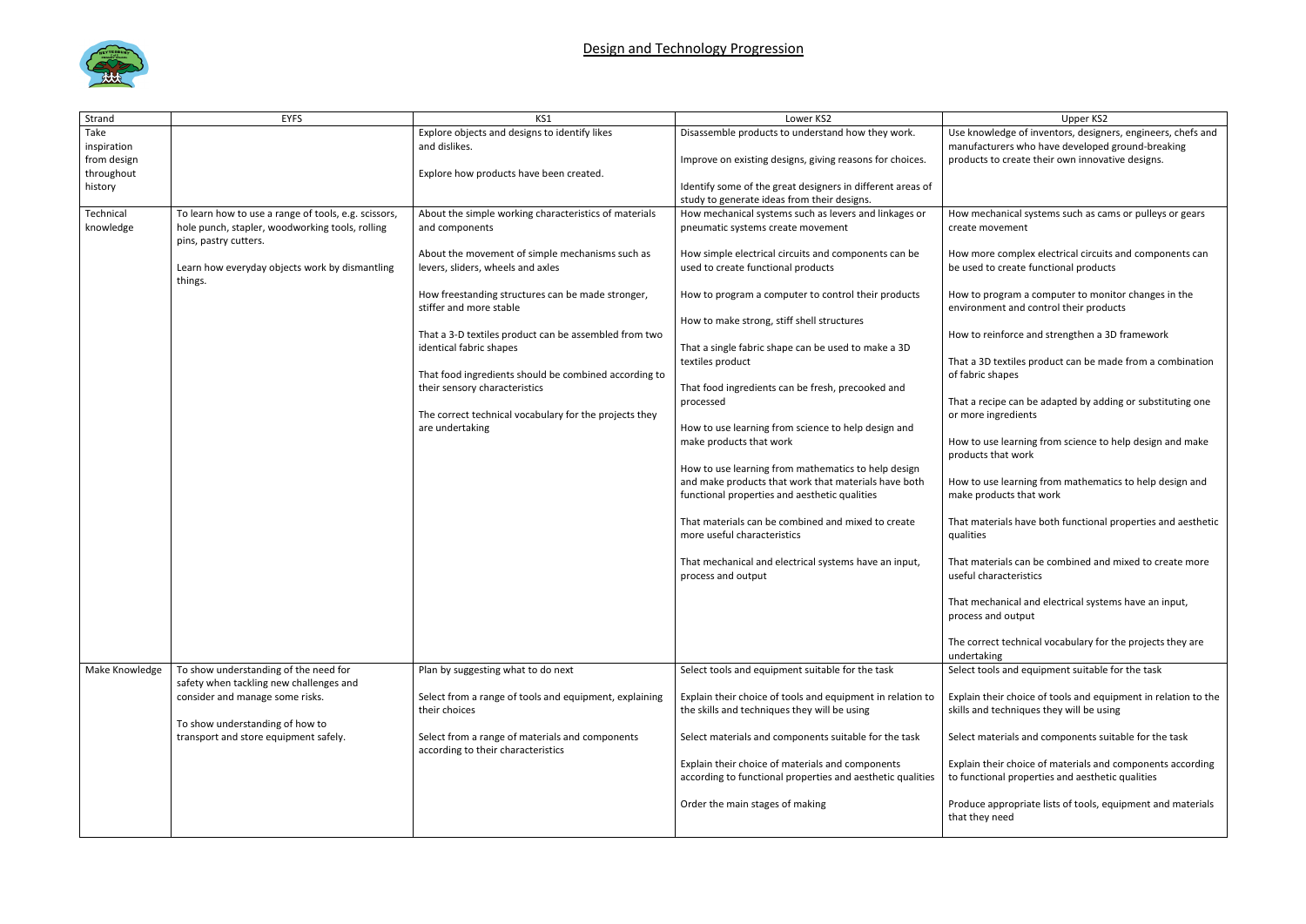# Design and Technology Progression

| Strand | EYFS | KS1 | Lower KS2 | Upper KS2 |
|---|---|---|---|---|
| Take inspiration from design throughout history | | Explore objects and designs to identify likes and dislikes.<br><br>Explore how products have been created. | Disassemble products to understand how they work.<br><br>Improve on existing designs, giving reasons for choices.<br><br>Identify some of the great designers in different areas of study to generate ideas from their designs. | Use knowledge of inventors, designers, engineers, chefs and manufacturers who have developed ground-breaking products to create their own innovative designs. |
| Technical knowledge | To learn how to use a range of tools, e.g. scissors, hole punch, stapler, woodworking tools, rolling pins, pastry cutters.<br><br>Learn how everyday objects work by dismantling things. | About the simple working characteristics of materials and components<br><br>About the movement of simple mechanisms such as levers, sliders, wheels and axles<br><br>How freestanding structures can be made stronger, stiffer and more stable<br><br>That a 3-D textiles product can be assembled from two identical fabric shapes<br><br>That food ingredients should be combined according to their sensory characteristics<br><br>The correct technical vocabulary for the projects they are undertaking | How mechanical systems such as levers and linkages or pneumatic systems create movement<br><br>How simple electrical circuits and components can be used to create functional products<br><br>How to program a computer to control their products<br><br>How to make strong, stiff shell structures<br><br>That a single fabric shape can be used to make a 3D textiles product<br><br>That food ingredients can be fresh, precooked and processed<br><br>How to use learning from science to help design and make products that work<br><br>How to use learning from mathematics to help design and make products that work that materials have both functional properties and aesthetic qualities<br><br>That materials can be combined and mixed to create more useful characteristics<br><br>That mechanical and electrical systems have an input, process and output | How mechanical systems such as cams or pulleys or gears create movement<br><br>How more complex electrical circuits and components can be used to create functional products<br><br>How to program a computer to monitor changes in the environment and control their products<br><br>How to reinforce and strengthen a 3D framework<br><br>That a 3D textiles product can be made from a combination of fabric shapes<br><br>That a recipe can be adapted by adding or substituting one or more ingredients<br><br>How to use learning from science to help design and make products that work<br><br>How to use learning from mathematics to help design and make products that work<br><br>That materials have both functional properties and aesthetic qualities<br><br>That materials can be combined and mixed to create more useful characteristics<br><br>That mechanical and electrical systems have an input, process and output<br><br>The correct technical vocabulary for the projects they are undertaking |
| Make Knowledge | To show understanding of the need for safety when tackling new challenges and consider and manage some risks.<br><br>To show understanding of how to transport and store equipment safely. | Plan by suggesting what to do next<br><br>Select from a range of tools and equipment, explaining their choices<br><br>Select from a range of materials and components according to their characteristics | Select tools and equipment suitable for the task<br><br>Explain their choice of tools and equipment in relation to the skills and techniques they will be using<br><br>Select materials and components suitable for the task<br><br>Explain their choice of materials and components according to functional properties and aesthetic qualities<br><br>Order the main stages of making | Select tools and equipment suitable for the task<br><br>Explain their choice of tools and equipment in relation to the skills and techniques they will be using<br><br>Select materials and components suitable for the task<br><br>Explain their choice of materials and components according to functional properties and aesthetic qualities<br><br>Produce appropriate lists of tools, equipment and materials that they need |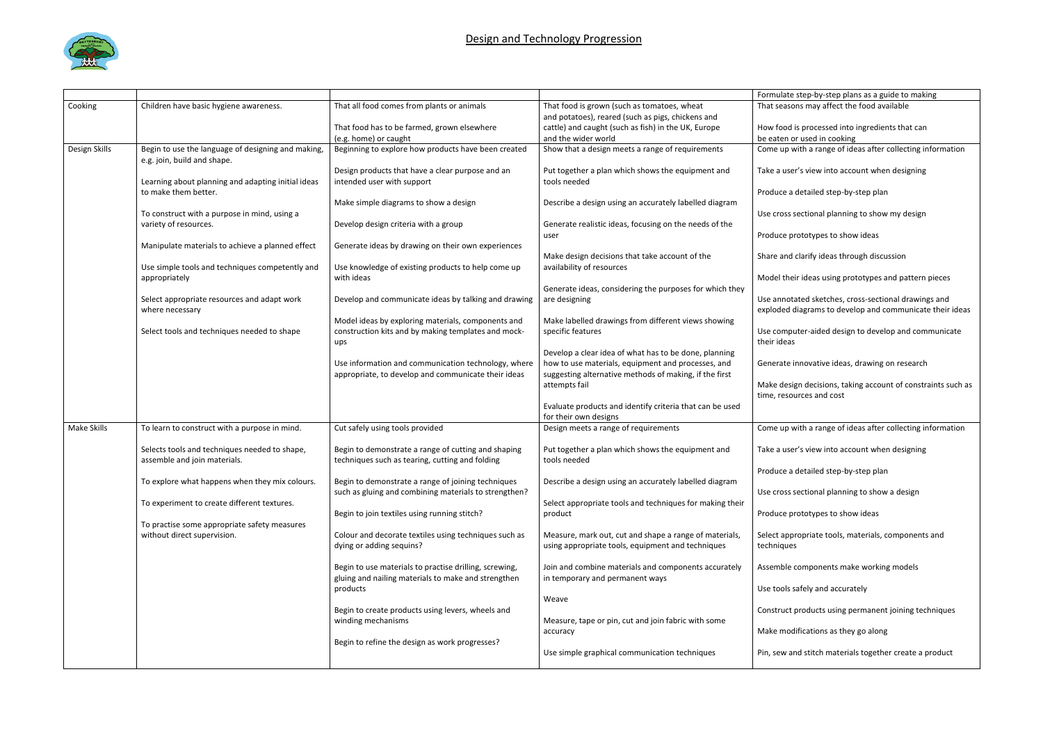## Design and Technology Progression

| | | | | Formulate step-by-step plans as a guide to making |
|---|---|---|---|---|
| Cooking | Children have basic hygiene awareness. | That all food comes from plants or animals<br><br>That food has to be farmed, grown elsewhere (e.g. home) or caught | That food is grown (such as tomatoes, wheat and potatoes), reared (such as pigs, chickens and cattle) and caught (such as fish) in the UK, Europe and the wider world | That seasons may affect the food available<br><br>How food is processed into ingredients that can be eaten or used in cooking |
| Design Skills | Begin to use the language of designing and making, e.g. join, build and shape.<br><br>Learning about planning and adapting initial ideas to make them better.<br><br>To construct with a purpose in mind, using a variety of resources.<br><br>Manipulate materials to achieve a planned effect<br><br>Use simple tools and techniques competently and appropriately<br><br>Select appropriate resources and adapt work where necessary<br><br>Select tools and techniques needed to shape | Beginning to explore how products have been created<br><br>Design products that have a clear purpose and an intended user with support<br><br>Make simple diagrams to show a design<br><br>Develop design criteria with a group<br><br>Generate ideas by drawing on their own experiences<br><br>Use knowledge of existing products to help come up with ideas<br><br>Develop and communicate ideas by talking and drawing<br><br>Model ideas by exploring materials, components and construction kits and by making templates and mock-ups<br><br>Use information and communication technology, where appropriate, to develop and communicate their ideas | Show that a design meets a range of requirements<br><br>Put together a plan which shows the equipment and tools needed<br><br>Describe a design using an accurately labelled diagram<br><br>Generate realistic ideas, focusing on the needs of the user<br><br>Make design decisions that take account of the availability of resources<br><br>Generate ideas, considering the purposes for which they are designing<br><br>Make labelled drawings from different views showing specific features<br><br>Develop a clear idea of what has to be done, planning how to use materials, equipment and processes, and suggesting alternative methods of making, if the first attempts fail<br><br>Evaluate products and identify criteria that can be used for their own designs | Come up with a range of ideas after collecting information<br><br>Take a user's view into account when designing<br><br>Produce a detailed step-by-step plan<br><br>Use cross sectional planning to show my design<br><br>Produce prototypes to show ideas<br><br>Share and clarify ideas through discussion<br><br>Model their ideas using prototypes and pattern pieces<br><br>Use annotated sketches, cross-sectional drawings and exploded diagrams to develop and communicate their ideas<br><br>Use computer-aided design to develop and communicate their ideas<br><br>Generate innovative ideas, drawing on research<br><br>Make design decisions, taking account of constraints such as time, resources and cost |
| Make Skills | To learn to construct with a purpose in mind.<br><br>Selects tools and techniques needed to shape, assemble and join materials.<br><br>To explore what happens when they mix colours.<br><br>To experiment to create different textures.<br><br>To practise some appropriate safety measures without direct supervision. | Cut safely using tools provided<br><br>Begin to demonstrate a range of cutting and shaping techniques such as tearing, cutting and folding<br><br>Begin to demonstrate a range of joining techniques such as gluing and combining materials to strengthen?<br><br>Begin to join textiles using running stitch?<br><br>Colour and decorate textiles using techniques such as dying or adding sequins?<br><br>Begin to use materials to practise drilling, screwing, gluing and nailing materials to make and strengthen products<br><br>Begin to create products using levers, wheels and winding mechanisms<br><br>Begin to refine the design as work progresses? | Design meets a range of requirements<br><br>Put together a plan which shows the equipment and tools needed<br><br>Describe a design using an accurately labelled diagram<br><br>Select appropriate tools and techniques for making their product<br><br>Measure, mark out, cut and shape a range of materials, using appropriate tools, equipment and techniques<br><br>Join and combine materials and components accurately in temporary and permanent ways<br><br>Weave<br><br>Measure, tape or pin, cut and join fabric with some accuracy<br><br>Use simple graphical communication techniques | Come up with a range of ideas after collecting information<br><br>Take a user's view into account when designing<br><br>Produce a detailed step-by-step plan<br><br>Use cross sectional planning to show a design<br><br>Produce prototypes to show ideas<br><br>Select appropriate tools, materials, components and techniques<br><br>Assemble components make working models<br><br>Use tools safely and accurately<br><br>Construct products using permanent joining techniques<br><br>Make modifications as they go along<br><br>Pin, sew and stitch materials together create a product |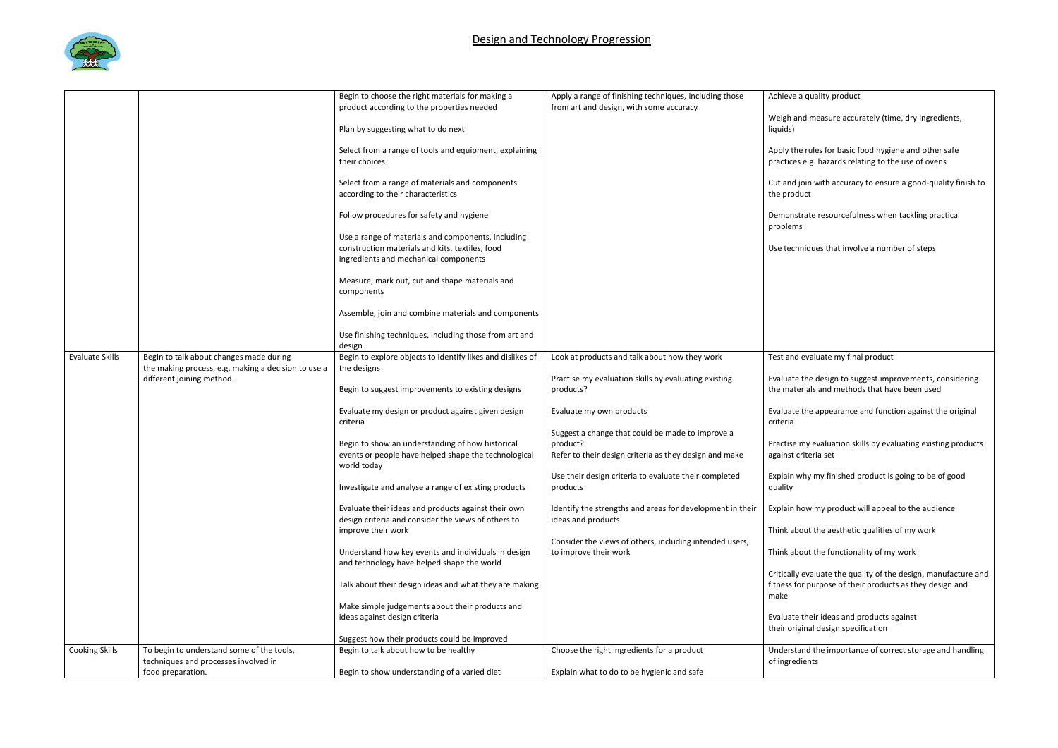# Design and Technology Progression

| | | | | |
|---|---|---|---|---|
| | | Begin to choose the right materials for making a product according to the properties needed<br><br>Plan by suggesting what to do next<br><br>Select from a range of tools and equipment, explaining their choices<br><br>Select from a range of materials and components according to their characteristics<br><br>Follow procedures for safety and hygiene<br><br>Use a range of materials and components, including construction materials and kits, textiles, food ingredients and mechanical components<br><br>Measure, mark out, cut and shape materials and components<br><br>Assemble, join and combine materials and components<br><br>Use finishing techniques, including those from art and design | Apply a range of finishing techniques, including those from art and design, with some accuracy | Achieve a quality product<br><br>Weigh and measure accurately (time, dry ingredients, liquids)<br><br>Apply the rules for basic food hygiene and other safe practices e.g. hazards relating to the use of ovens<br><br>Cut and join with accuracy to ensure a good-quality finish to the product<br><br>Demonstrate resourcefulness when tackling practical problems<br><br>Use techniques that involve a number of steps |
| Evaluate Skills | Begin to talk about changes made during the making process, e.g. making a decision to use a different joining method. | Begin to explore objects to identify likes and dislikes of the designs<br><br>Begin to suggest improvements to existing designs<br><br>Evaluate my design or product against given design criteria<br><br>Begin to show an understanding of how historical events or people have helped shape the technological world today<br><br>Investigate and analyse a range of existing products<br><br>Evaluate their ideas and products against their own design criteria and consider the views of others to improve their work<br><br>Understand how key events and individuals in design and technology have helped shape the world<br><br>Talk about their design ideas and what they are making<br><br>Make simple judgements about their products and ideas against design criteria<br><br>Suggest how their products could be improved | Look at products and talk about how they work<br><br>Practise my evaluation skills by evaluating existing products?<br><br>Evaluate my own products<br><br>Suggest a change that could be made to improve a product?<br>Refer to their design criteria as they design and make<br><br>Use their design criteria to evaluate their completed products<br><br>Identify the strengths and areas for development in their ideas and products<br><br>Consider the views of others, including intended users, to improve their work | Test and evaluate my final product<br><br>Evaluate the design to suggest improvements, considering the materials and methods that have been used<br><br>Evaluate the appearance and function against the original criteria<br><br>Practise my evaluation skills by evaluating existing products against criteria set<br><br>Explain why my finished product is going to be of good quality<br><br>Explain how my product will appeal to the audience<br><br>Think about the aesthetic qualities of my work<br><br>Think about the functionality of my work<br><br>Critically evaluate the quality of the design, manufacture and fitness for purpose of their products as they design and make<br><br>Evaluate their ideas and products against their original design specification |
| Cooking Skills | To begin to understand some of the tools, techniques and processes involved in food preparation. | Begin to talk about how to be healthy<br><br>Begin to show understanding of a varied diet | Choose the right ingredients for a product<br><br>Explain what to do to be hygienic and safe | Understand the importance of correct storage and handling of ingredients |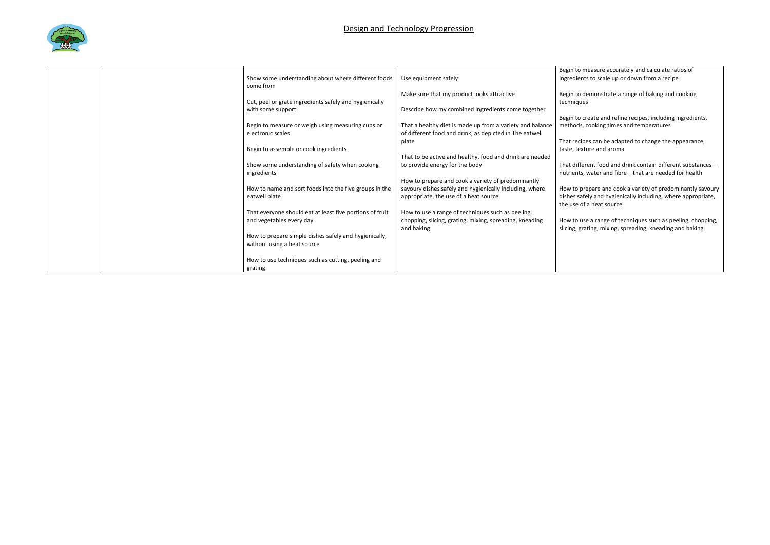# Design and Technology Progression

| | | | | |
|---|---|---|---|---|
| | | Show some understanding about where different foods come from<br><br>Cut, peel or grate ingredients safely and hygienically with some support<br><br>Begin to measure or weigh using measuring cups or electronic scales<br><br>Begin to assemble or cook ingredients<br><br>Show some understanding of safety when cooking ingredients<br><br>How to name and sort foods into the five groups in the eatwell plate<br><br>That everyone should eat at least five portions of fruit and vegetables every day<br><br>How to prepare simple dishes safely and hygienically, without using a heat source<br><br>How to use techniques such as cutting, peeling and grating | Use equipment safely<br><br>Make sure that my product looks attractive<br><br>Describe how my combined ingredients come together<br><br>That a healthy diet is made up from a variety and balance of different food and drink, as depicted in The eatwell plate<br><br>That to be active and healthy, food and drink are needed to provide energy for the body<br><br>How to prepare and cook a variety of predominantly savoury dishes safely and hygienically including, where appropriate, the use of a heat source<br><br>How to use a range of techniques such as peeling, chopping, slicing, grating, mixing, spreading, kneading and baking | Begin to measure accurately and calculate ratios of ingredients to scale up or down from a recipe<br><br>Begin to demonstrate a range of baking and cooking techniques<br><br>Begin to create and refine recipes, including ingredients, methods, cooking times and temperatures<br><br>That recipes can be adapted to change the appearance, taste, texture and aroma<br><br>That different food and drink contain different substances – nutrients, water and fibre – that are needed for health<br><br>How to prepare and cook a variety of predominantly savoury dishes safely and hygienically including, where appropriate, the use of a heat source<br><br>How to use a range of techniques such as peeling, chopping, slicing, grating, mixing, spreading, kneading and baking |